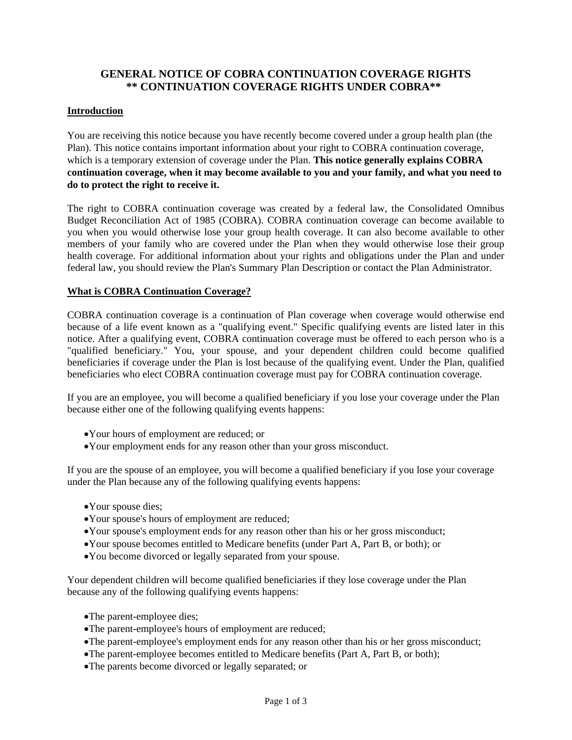# GENERAL NOTICE OF COBRA CONTINUATION COVERAGE RIGHTS
## ** CONTINUATION COVERAGE RIGHTS UNDER COBRA**

### Introduction

You are receiving this notice because you have recently become covered under a group health plan (the Plan). This notice contains important information about your right to COBRA continuation coverage, which is a temporary extension of coverage under the Plan. **This notice generally explains COBRA continuation coverage, when it may become available to you and your family, and what you need to do to protect the right to receive it.**

The right to COBRA continuation coverage was created by a federal law, the Consolidated Omnibus Budget Reconciliation Act of 1985 (COBRA). COBRA continuation coverage can become available to you when you would otherwise lose your group health coverage. It can also become available to other members of your family who are covered under the Plan when they would otherwise lose their group health coverage. For additional information about your rights and obligations under the Plan and under federal law, you should review the Plan's Summary Plan Description or contact the Plan Administrator.

### What is COBRA Continuation Coverage?

COBRA continuation coverage is a continuation of Plan coverage when coverage would otherwise end because of a life event known as a "qualifying event." Specific qualifying events are listed later in this notice. After a qualifying event, COBRA continuation coverage must be offered to each person who is a "qualified beneficiary." You, your spouse, and your dependent children could become qualified beneficiaries if coverage under the Plan is lost because of the qualifying event. Under the Plan, qualified beneficiaries who elect COBRA continuation coverage must pay for COBRA continuation coverage.

If you are an employee, you will become a qualified beneficiary if you lose your coverage under the Plan because either one of the following qualifying events happens:

- Your hours of employment are reduced; or
- Your employment ends for any reason other than your gross misconduct.

If you are the spouse of an employee, you will become a qualified beneficiary if you lose your coverage under the Plan because any of the following qualifying events happens:

- Your spouse dies;
- Your spouse's hours of employment are reduced;
- Your spouse's employment ends for any reason other than his or her gross misconduct;
- Your spouse becomes entitled to Medicare benefits (under Part A, Part B, or both); or
- You become divorced or legally separated from your spouse.

Your dependent children will become qualified beneficiaries if they lose coverage under the Plan because any of the following qualifying events happens:

- The parent-employee dies;
- The parent-employee's hours of employment are reduced;
- The parent-employee's employment ends for any reason other than his or her gross misconduct;
- The parent-employee becomes entitled to Medicare benefits (Part A, Part B, or both);
- The parents become divorced or legally separated; or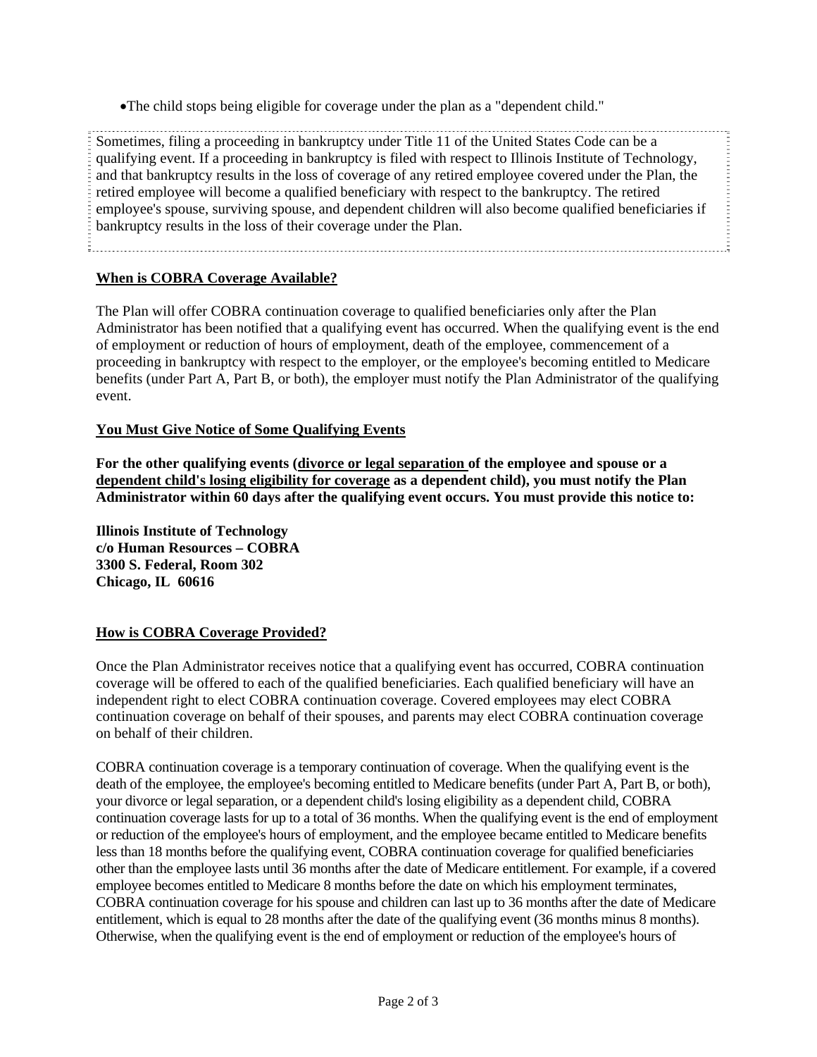- The child stops being eligible for coverage under the plan as a "dependent child."

Sometimes, filing a proceeding in bankruptcy under Title 11 of the United States Code can be a qualifying event. If a proceeding in bankruptcy is filed with respect to Illinois Institute of Technology, and that bankruptcy results in the loss of coverage of any retired employee covered under the Plan, the retired employee will become a qualified beneficiary with respect to the bankruptcy. The retired employee's spouse, surviving spouse, and dependent children will also become qualified beneficiaries if bankruptcy results in the loss of their coverage under the Plan.

**When is COBRA Coverage Available?**

The Plan will offer COBRA continuation coverage to qualified beneficiaries only after the Plan Administrator has been notified that a qualifying event has occurred. When the qualifying event is the end of employment or reduction of hours of employment, death of the employee, commencement of a proceeding in bankruptcy with respect to the employer, or the employee's becoming entitled to Medicare benefits (under Part A, Part B, or both), the employer must notify the Plan Administrator of the qualifying event.

**You Must Give Notice of Some Qualifying Events**

**For the other qualifying events (divorce or legal separation of the employee and spouse or a dependent child's losing eligibility for coverage as a dependent child), you must notify the Plan Administrator within 60 days after the qualifying event occurs. You must provide this notice to:**

**Illinois Institute of Technology**
**c/o Human Resources – COBRA**
**3300 S. Federal, Room 302**
**Chicago, IL 60616**

**How is COBRA Coverage Provided?**

Once the Plan Administrator receives notice that a qualifying event has occurred, COBRA continuation coverage will be offered to each of the qualified beneficiaries. Each qualified beneficiary will have an independent right to elect COBRA continuation coverage. Covered employees may elect COBRA continuation coverage on behalf of their spouses, and parents may elect COBRA continuation coverage on behalf of their children.

COBRA continuation coverage is a temporary continuation of coverage. When the qualifying event is the death of the employee, the employee's becoming entitled to Medicare benefits (under Part A, Part B, or both), your divorce or legal separation, or a dependent child's losing eligibility as a dependent child, COBRA continuation coverage lasts for up to a total of 36 months. When the qualifying event is the end of employment or reduction of the employee's hours of employment, and the employee became entitled to Medicare benefits less than 18 months before the qualifying event, COBRA continuation coverage for qualified beneficiaries other than the employee lasts until 36 months after the date of Medicare entitlement. For example, if a covered employee becomes entitled to Medicare 8 months before the date on which his employment terminates, COBRA continuation coverage for his spouse and children can last up to 36 months after the date of Medicare entitlement, which is equal to 28 months after the date of the qualifying event (36 months minus 8 months). Otherwise, when the qualifying event is the end of employment or reduction of the employee's hours of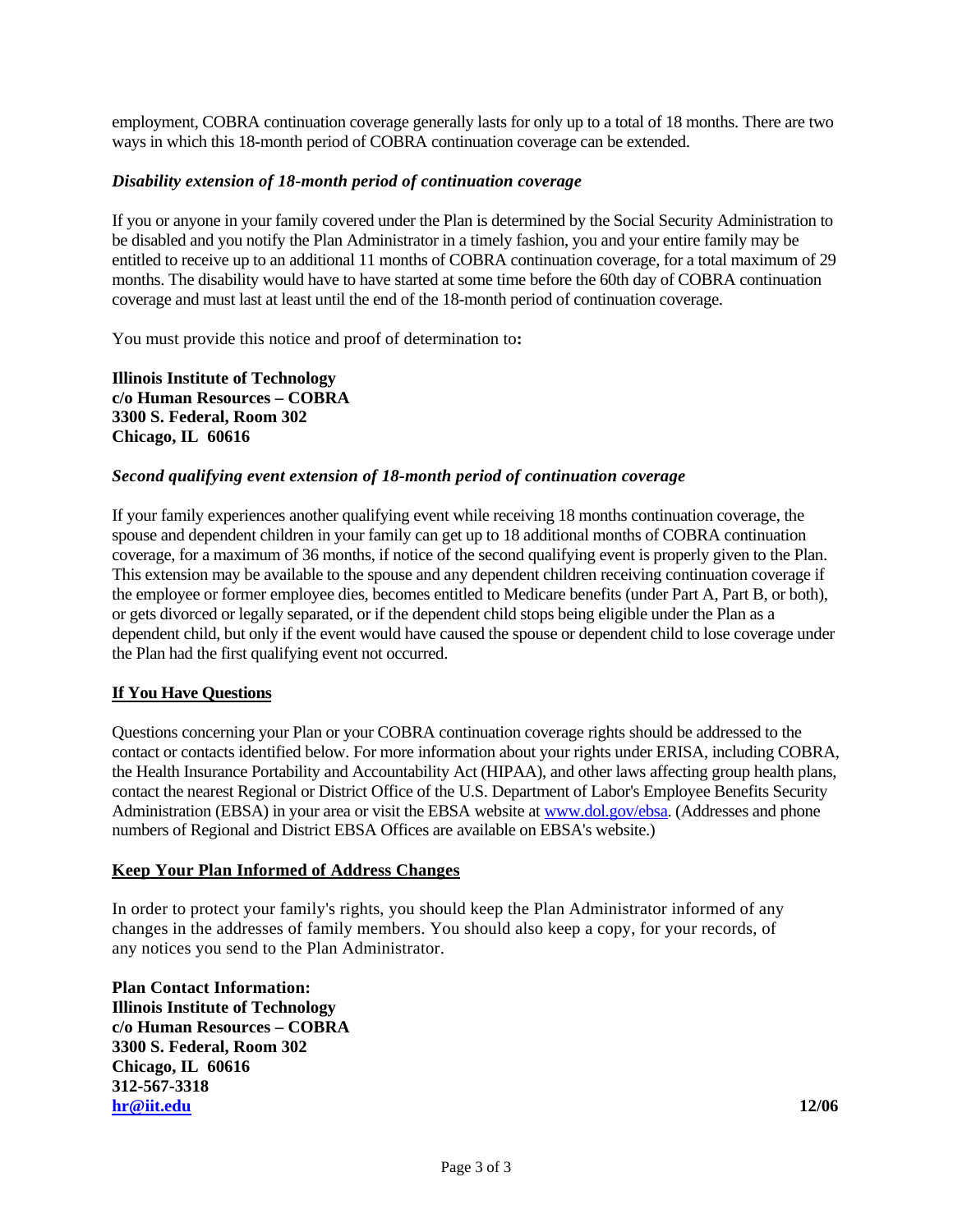employment, COBRA continuation coverage generally lasts for only up to a total of 18 months. There are two ways in which this 18-month period of COBRA continuation coverage can be extended.

***Disability extension of 18-month period of continuation coverage***

If you or anyone in your family covered under the Plan is determined by the Social Security Administration to be disabled and you notify the Plan Administrator in a timely fashion, you and your entire family may be entitled to receive up to an additional 11 months of COBRA continuation coverage, for a total maximum of 29 months. The disability would have to have started at some time before the 60th day of COBRA continuation coverage and must last at least until the end of the 18-month period of continuation coverage.

You must provide this notice and proof of determination to**:**

**Illinois Institute of Technology**
**c/o Human Resources – COBRA**
**3300 S. Federal, Room 302**
**Chicago, IL 60616**

***Second qualifying event extension of 18-month period of continuation coverage***

If your family experiences another qualifying event while receiving 18 months continuation coverage, the spouse and dependent children in your family can get up to 18 additional months of COBRA continuation coverage, for a maximum of 36 months, if notice of the second qualifying event is properly given to the Plan. This extension may be available to the spouse and any dependent children receiving continuation coverage if the employee or former employee dies, becomes entitled to Medicare benefits (under Part A, Part B, or both), or gets divorced or legally separated, or if the dependent child stops being eligible under the Plan as a dependent child, but only if the event would have caused the spouse or dependent child to lose coverage under the Plan had the first qualifying event not occurred.

**If You Have Questions**

Questions concerning your Plan or your COBRA continuation coverage rights should be addressed to the contact or contacts identified below. For more information about your rights under ERISA, including COBRA, the Health Insurance Portability and Accountability Act (HIPAA), and other laws affecting group health plans, contact the nearest Regional or District Office of the U.S. Department of Labor's Employee Benefits Security Administration (EBSA) in your area or visit the EBSA website at www.dol.gov/ebsa. (Addresses and phone numbers of Regional and District EBSA Offices are available on EBSA's website.)

**Keep Your Plan Informed of Address Changes**

In order to protect your family's rights, you should keep the Plan Administrator informed of any changes in the addresses of family members. You should also keep a copy, for your records, of any notices you send to the Plan Administrator.

**Plan Contact Information:**
**Illinois Institute of Technology**
**c/o Human Resources – COBRA**
**3300 S. Federal, Room 302**
**Chicago, IL 60616**
**312-567-3318**
**hr@iit.edu**

**12/06**